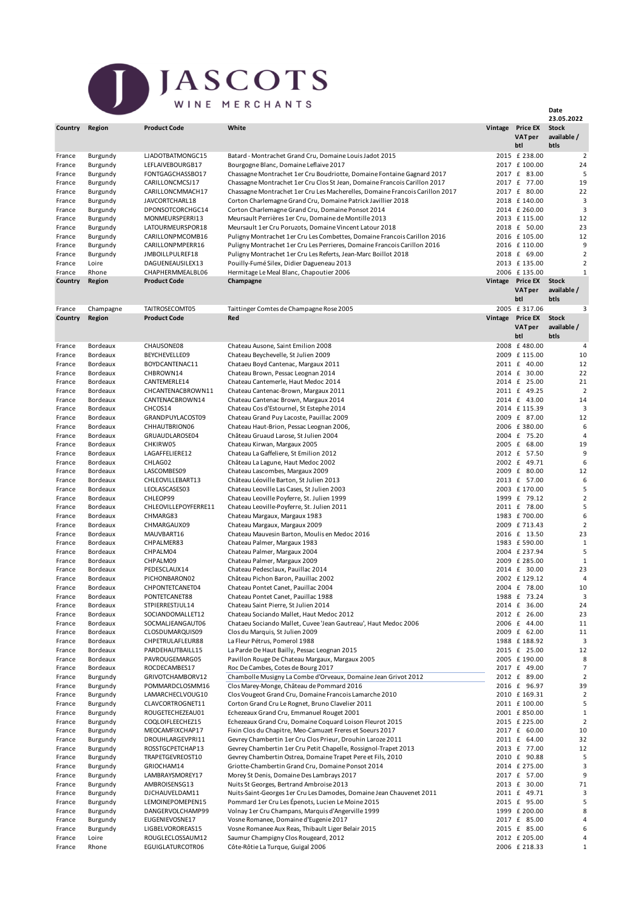# JASCOTS WINE MERCHANTS

Date 23.05.2022

| Country | Region | Product Code | White | Vintage | Price EX VAT per btl | Stock available / btls |
|---|---|---|---|---|---|---|
| France | Burgundy | LJADOTBATMONGC15 | Batard - Montrachet Grand Cru, Domaine Louis Jadot 2015 | 2015 | £ 238.00 | 2 |
| France | Burgundy | LEFLAIVEBOURGB17 | Bourgogne Blanc, Domaine Leflaive 2017 | 2017 | £ 100.00 | 24 |
| France | Burgundy | FONTGAGCHASSBO17 | Chassagne Montrachet 1er Cru Boudriotte, Domaine Fontaine Gagnard 2017 | 2017 | £ 83.00 | 5 |
| France | Burgundy | CARILLONCMCSJ17 | Chassagne Montrachet 1er Cru Clos St Jean, Domaine Francois Carillon 2017 | 2017 | £ 77.00 | 19 |
| France | Burgundy | CARILLONCMMACH17 | Chassagne Montrachet 1er Cru Les Macherelles, Domaine Francois Carillon 2017 | 2017 | £ 80.00 | 22 |
| France | Burgundy | JAVCORTCHARL18 | Corton Charlemagne Grand Cru, Domaine Patrick Javillier 2018 | 2018 | £ 140.00 | 3 |
| France | Burgundy | DPONSOTCORCHGC14 | Corton Charlemagne Grand Cru, Domaine Ponsot 2014 | 2014 | £ 260.00 | 3 |
| France | Burgundy | MONMEURSPERRI13 | Meursault Perrières 1er Cru, Domaine de Montille 2013 | 2013 | £ 115.00 | 12 |
| France | Burgundy | LATOURMEURSPOR18 | Meursault 1er Cru Poruzots, Domaine Vincent Latour 2018 | 2018 | £ 50.00 | 23 |
| France | Burgundy | CARILLONPMCOMB16 | Puligny Montrachet 1er Cru Les Combettes, Domaine Francois Carillon 2016 | 2016 | £ 105.00 | 12 |
| France | Burgundy | CARILLONPMPERR16 | Puligny Montrachet 1er Cru Les Perrieres, Domaine Francois Carillon 2016 | 2016 | £ 110.00 | 9 |
| France | Burgundy | JMBOILLPULREF18 | Puligny Montrachet 1er Cru Les Referts, Jean-Marc Boillot 2018 | 2018 | £ 69.00 | 2 |
| France | Loire | DAGUENEAUSILEX13 | Pouilly-Fumé Silex, Didier Dagueneau 2013 | 2013 | £ 135.00 | 2 |
| France | Rhone | CHAPHERMMEALBL06 | Hermitage Le Meal Blanc, Chapoutier 2006 | 2006 | £ 135.00 | 1 |
| **Country** | **Region** | **Product Code** | **Champagne** | **Vintage** | **Price EX VAT per btl** | **Stock available / btls** |
| France | Champagne | TAITROSECOMT05 | Taittinger Comtes de Champagne Rose 2005 | 2005 | £ 317.06 | 3 |
| **Country** | **Region** | **Product Code** | **Red** | **Vintage** | **Price EX VAT per btl** | **Stock available / btls** |
| France | Bordeaux | CHAUSONE08 | Chateau Ausone, Saint Emilion 2008 | 2008 | £ 480.00 | 4 |
| France | Bordeaux | BEYCHEVELLE09 | Chateau Beychevelle, St Julien 2009 | 2009 | £ 115.00 | 10 |
| France | Bordeaux | BOYDCANTENAC11 | Chataeu Boyd Cantenac, Margaux 2011 | 2011 | £ 40.00 | 12 |
| France | Bordeaux | CHBROWN14 | Chateau Brown, Pessac Leognan 2014 | 2014 | £ 30.00 | 22 |
| France | Bordeaux | CANTEMERLE14 | Chateau Cantemerle, Haut Medoc 2014 | 2014 | £ 25.00 | 21 |
| France | Bordeaux | CHCANTENACBROWN11 | Chateau Cantenac-Brown, Margaux 2011 | 2011 | £ 49.25 | 2 |
| France | Bordeaux | CANTENACBROWN14 | Chateau Cantenac Brown, Margaux 2014 | 2014 | £ 43.00 | 14 |
| France | Bordeaux | CHCOS14 | Chateau Cos d'Estournel, St Estephe 2014 | 2014 | £ 115.39 | 3 |
| France | Bordeaux | GRANDPUYLACOST09 | Chateau Grand Puy Lacoste, Pauillac 2009 | 2009 | £ 87.00 | 12 |
| France | Bordeaux | CHHAUTBRION06 | Chateau Haut-Brion, Pessac Leognan 2006, | 2006 | £ 380.00 | 6 |
| France | Bordeaux | GRUAUDLAROSE04 | Château Gruaud Larose, St Julien 2004 | 2004 | £ 75.20 | 4 |
| France | Bordeaux | CHKIRW05 | Chateau Kirwan, Margaux 2005 | 2005 | £ 68.00 | 19 |
| France | Bordeaux | LAGAFFELIERE12 | Chateau La Gaffeliere, St Emilion 2012 | 2012 | £ 57.50 | 9 |
| France | Bordeaux | CHLAG02 | Château La Lagune, Haut Medoc 2002 | 2002 | £ 49.71 | 6 |
| France | Bordeaux | LASCOMBES09 | Chateau Lascombes, Margaux 2009 | 2009 | £ 80.00 | 12 |
| France | Bordeaux | CHLEOVILLEBART13 | Château Léoville Barton, St Julien 2013 | 2013 | £ 57.00 | 6 |
| France | Bordeaux | LEOLASCASES03 | Chateau Leoville Las Cases, St Julien 2003 | 2003 | £ 170.00 | 5 |
| France | Bordeaux | CHLEOP99 | Chateau Leoville Poyferre, St. Julien 1999 | 1999 | £ 79.12 | 2 |
| France | Bordeaux | CHLEOVILLEPOYFERRE11 | Chateau Leoville-Poyferre, St. Julien 2011 | 2011 | £ 78.00 | 5 |
| France | Bordeaux | CHMARG83 | Chateau Margaux, Margaux 1983 | 1983 | £ 700.00 | 6 |
| France | Bordeaux | CHMARGAUX09 | Chateau Margaux, Margaux 2009 | 2009 | £ 713.43 | 2 |
| France | Bordeaux | MAUVBART16 | Chateau Mauvesin Barton, Moulis en Medoc 2016 | 2016 | £ 13.50 | 23 |
| France | Bordeaux | CHPALMER83 | Chateau Palmer, Margaux 1983 | 1983 | £ 590.00 | 1 |
| France | Bordeaux | CHPALM04 | Chateau Palmer, Margaux 2004 | 2004 | £ 237.94 | 5 |
| France | Bordeaux | CHPALM09 | Chateau Palmer, Margaux 2009 | 2009 | £ 285.00 | 1 |
| France | Bordeaux | PEDESCLAUX14 | Chateau Pedesclaux, Pauillac 2014 | 2014 | £ 30.00 | 23 |
| France | Bordeaux | PICHONBARON02 | Château Pichon Baron, Pauillac 2002 | 2002 | £ 129.12 | 4 |
| France | Bordeaux | CHPONTETCANET04 | Chateau Pontet Canet, Pauillac 2004 | 2004 | £ 78.00 | 10 |
| France | Bordeaux | PONTETCANET88 | Chateau Pontet Canet, Pauillac 1988 | 1988 | £ 73.24 | 3 |
| France | Bordeaux | STPIERRESTJUL14 | Chateau Saint Pierre, St Julien 2014 | 2014 | £ 36.00 | 24 |
| France | Bordeaux | SOCIANDOMALLET12 | Chateau Sociando Mallet, Haut Medoc 2012 | 2012 | £ 26.00 | 23 |
| France | Bordeaux | SOCMALJEANGAUT06 | Chataeu Sociando Mallet, Cuvee 'Jean Gautreau', Haut Medoc 2006 | 2006 | £ 44.00 | 11 |
| France | Bordeaux | CLOSDUMARQUIS09 | Clos du Marquis, St Julien 2009 | 2009 | £ 62.00 | 11 |
| France | Bordeaux | CHPETRULAFLEUR88 | La Fleur Pétrus, Pomerol 1988 | 1988 | £ 188.92 | 3 |
| France | Bordeaux | PARDEHAUTBAILL15 | La Parde De Haut Bailly, Pessac Leognan 2015 | 2015 | £ 25.00 | 12 |
| France | Bordeaux | PAVROUGEMARG05 | Pavillon Rouge De Chateau Margaux, Margaux 2005 | 2005 | £ 190.00 | 8 |
| France | Bordeaux | ROCDECAMBES17 | Roc De Cambes, Cotes de Bourg 2017 | 2017 | £ 49.00 | 7 |
| France | Burgundy | GRIVOTCHAMBORV12 | Chambolle Musigny La Combe d'Orveaux, Domaine Jean Grivot 2012 | 2012 | £ 89.00 | 2 |
| France | Burgundy | POMMARDCLOSMM16 | Clos Marey-Monge, Château de Pommard 2016 | 2016 | £ 96.97 | 39 |
| France | Burgundy | LAMARCHECLVOUG10 | Clos Vougeot Grand Cru, Domaine Francois Lamarche 2010 | 2010 | £ 169.31 | 2 |
| France | Burgundy | CLAVCORTROGNET11 | Corton Grand Cru Le Rognet, Bruno Clavelier 2011 | 2011 | £ 100.00 | 5 |
| France | Burgundy | ROUGETECHEZEAU01 | Echezeaux Grand Cru, Emmanuel Rouget 2001 | 2001 | £ 850.00 | 1 |
| France | Burgundy | COQLOIFLEECHEZ15 | Echezeaux Grand Cru, Domaine Coquard Loison Fleurot 2015 | 2015 | £ 225.00 | 2 |
| France | Burgundy | MEOCAMFIXCHAP17 | Fixin Clos du Chapitre, Meo-Camuzet Freres et Soeurs 2017 | 2017 | £ 60.00 | 10 |
| France | Burgundy | DROUHLARGEVPRI11 | Gevrey Chambertin 1er Cru Clos Prieur, Drouhin Laroze 2011 | 2011 | £ 64.00 | 32 |
| France | Burgundy | ROSSTGCPETCHAP13 | Gevrey Chambertin 1er Cru Petit Chapelle, Rossignol-Trapet 2013 | 2013 | £ 77.00 | 12 |
| France | Burgundy | TRAPETGEVREOST10 | Gevrey Chambertin Ostrea, Domaine Trapet Pere et Fils, 2010 | 2010 | £ 90.88 | 5 |
| France | Burgundy | GRIOCHAM14 | Griotte-Chambertin Grand Cru, Domaine Ponsot 2014 | 2014 | £ 275.00 | 3 |
| France | Burgundy | LAMBRAYSMOREY17 | Morey St Denis, Domaine Des Lambrays 2017 | 2017 | £ 57.00 | 9 |
| France | Burgundy | AMBROISENSG13 | Nuits St Georges, Bertrand Ambroise 2013 | 2013 | £ 30.00 | 71 |
| France | Burgundy | DJCHAUVELDAM11 | Nuits-Saint-Georges 1er Cru Les Damodes, Domaine Jean Chauvenet 2011 | 2011 | £ 49.71 | 3 |
| France | Burgundy | LEMOINEPOMEPEN15 | Pommard 1er Cru Les Épenots, Lucien Le Moine 2015 | 2015 | £ 95.00 | 5 |
| France | Burgundy | DANGERVOLCHAMP99 | Volnay 1er Cru Champans, Marquis d'Angerville 1999 | 1999 | £ 200.00 | 8 |
| France | Burgundy | EUGENIEVOSNE17 | Vosne Romanee, Domaine d'Eugenie 2017 | 2017 | £ 85.00 | 4 |
| France | Burgundy | LIGBELVOROREAS15 | Vosne Romanee Aux Reas, Thibault Liger Belair 2015 | 2015 | £ 85.00 | 6 |
| France | Loire | ROUGLECLOSSAUM12 | Saumur Champigny Clos Rougeard, 2012 | 2012 | £ 205.00 | 4 |
| France | Rhone | EGUIGLATURCOTR06 | Côte-Rôtie La Turque, Guigal 2006 | 2006 | £ 218.33 | 1 |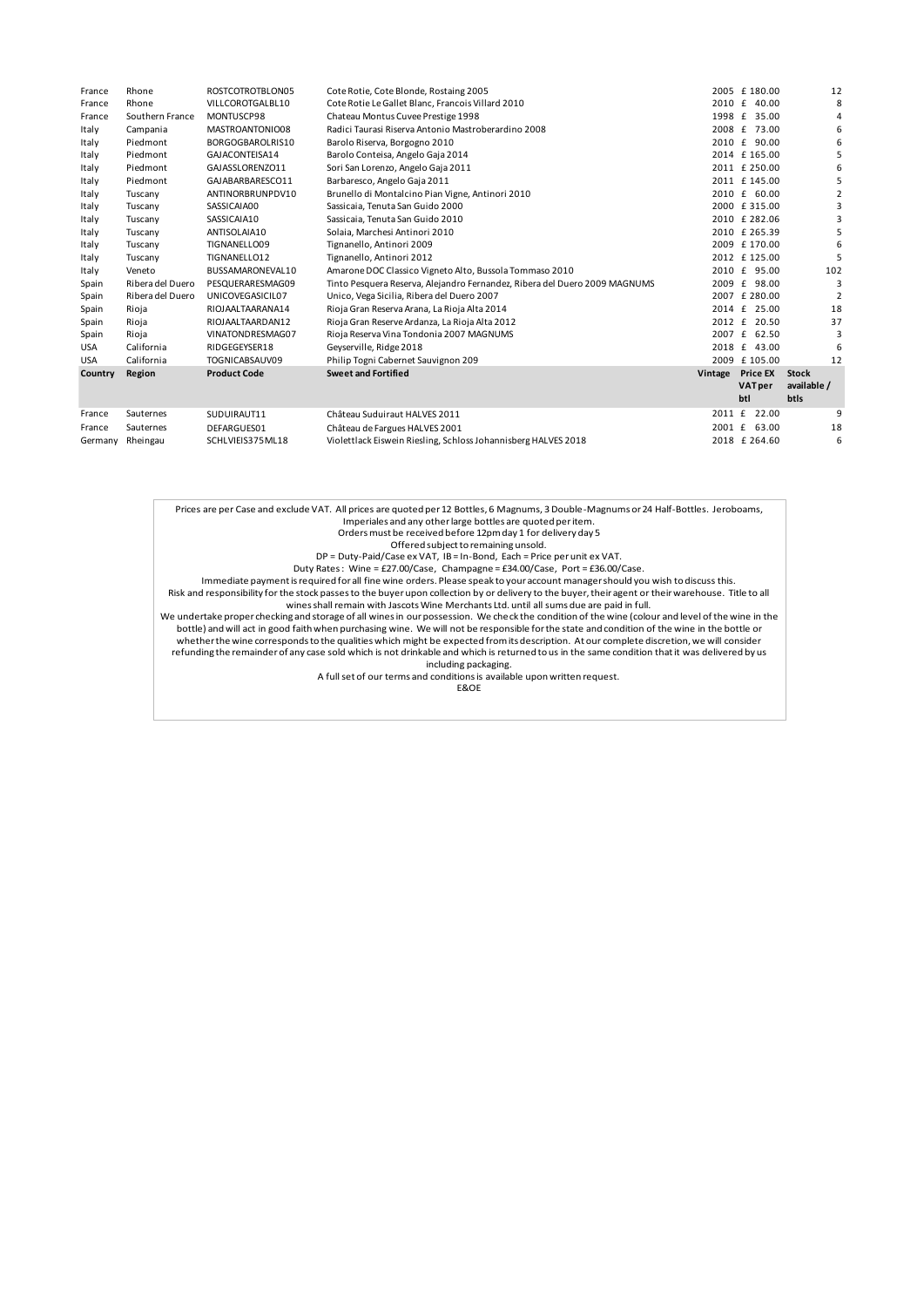| | | | | | | |
|---|---|---|---|---|---|---|
| France | Rhone | ROSTCOTROTBLON05 | Cote Rotie, Cote Blonde, Rostaing 2005 | 2005 | £ 180.00 | 12 |
| France | Rhone | VILLCOROTGALBL10 | Cote Rotie Le Gallet Blanc, Francois Villard 2010 | 2010 | £ 40.00 | 8 |
| France | Southern France | MONTUSCP98 | Chateau Montus Cuvee Prestige 1998 | 1998 | £ 35.00 | 4 |
| Italy | Campania | MASTROANTONIO08 | Radici Taurasi Riserva Antonio Mastroberardino 2008 | 2008 | £ 73.00 | 6 |
| Italy | Piedmont | BORGOGBAROLRIS10 | Barolo Riserva, Borgogno 2010 | 2010 | £ 90.00 | 6 |
| Italy | Piedmont | GAJACONTEISA14 | Barolo Conteisa, Angelo Gaja 2014 | 2014 | £ 165.00 | 5 |
| Italy | Piedmont | GAJASSLORENZO11 | Sori San Lorenzo, Angelo Gaja 2011 | 2011 | £ 250.00 | 6 |
| Italy | Piedmont | GAJABARBARESCO11 | Barbaresco, Angelo Gaja 2011 | 2011 | £ 145.00 | 5 |
| Italy | Tuscany | ANTINORBRUNPDV10 | Brunello di Montalcino Pian Vigne, Antinori 2010 | 2010 | £ 60.00 | 2 |
| Italy | Tuscany | SASSICAIA00 | Sassicaia, Tenuta San Guido 2000 | 2000 | £ 315.00 | 3 |
| Italy | Tuscany | SASSICAIA10 | Sassicaia, Tenuta San Guido 2010 | 2010 | £ 282.06 | 3 |
| Italy | Tuscany | ANTISOLAIA10 | Solaia, Marchesi Antinori 2010 | 2010 | £ 265.39 | 5 |
| Italy | Tuscany | TIGNANELLO09 | Tignanello, Antinori 2009 | 2009 | £ 170.00 | 6 |
| Italy | Tuscany | TIGNANELLO12 | Tignanello, Antinori 2012 | 2012 | £ 125.00 | 5 |
| Italy | Veneto | BUSSAMARONEVAL10 | Amarone DOC Classico Vigneto Alto, Bussola Tommaso 2010 | 2010 | £ 95.00 | 102 |
| Spain | Ribera del Duero | PESQUERARESMAG09 | Tinto Pesquera Reserva, Alejandro Fernandez, Ribera del Duero 2009 MAGNUMS | 2009 | £ 98.00 | 3 |
| Spain | Ribera del Duero | UNICOVEGASICIL07 | Unico, Vega Sicilia, Ribera del Duero 2007 | 2007 | £ 280.00 | 2 |
| Spain | Rioja | RIOJAALTAARANA14 | Rioja Gran Reserva Arana, La Rioja Alta 2014 | 2014 | £ 25.00 | 18 |
| Spain | Rioja | RIOJAALTAARDAN12 | Rioja Gran Reserve Ardanza, La Rioja Alta 2012 | 2012 | £ 20.50 | 37 |
| Spain | Rioja | VINATONDRESMAG07 | Rioja Reserva Vina Tondonia 2007 MAGNUMS | 2007 | £ 62.50 | 3 |
| USA | California | RIDGEGEYSER18 | Geyserville, Ridge 2018 | 2018 | £ 43.00 | 6 |
| USA | California | TOGNICABSAUV09 | Philip Togni Cabernet Sauvignon 209 | 2009 | £ 105.00 | 12 |
| **Country** | **Region** | **Product Code** | **Sweet and Fortified** | **Vintage** | **Price EX VAT per btl** | **Stock available / btls** |
| France | Sauternes | SUDUIRAUT11 | Château Suduiraut HALVES 2011 | 2011 | £ 22.00 | 9 |
| France | Sauternes | DEFARGUES01 | Château de Fargues HALVES 2001 | 2001 | £ 63.00 | 18 |
| Germany | Rheingau | SCHLVIEIS375ML18 | Violettlack Eiswein Riesling, Schloss Johannisberg HALVES 2018 | 2018 | £ 264.60 | 6 |

Prices are per Case and exclude VAT. All prices are quoted per 12 Bottles, 6 Magnums, 3 Double-Magnums or 24 Half-Bottles. Jeroboams, Imperiales and any other large bottles are quoted per item.
Orders must be received before 12pm day 1 for delivery day 5
Offered subject to remaining unsold.
DP = Duty-Paid/Case ex VAT, IB = In-Bond, Each = Price per unit ex VAT.
Duty Rates : Wine = £27.00/Case, Champagne = £34.00/Case, Port = £36.00/Case.
Immediate payment is required for all fine wine orders. Please speak to your account manager should you wish to discuss this.
Risk and responsibility for the stock passes to the buyer upon collection by or delivery to the buyer, their agent or their warehouse. Title to all wines shall remain with Jascots Wine Merchants Ltd. until all sums due are paid in full.
We undertake proper checking and storage of all wines in our possession. We check the condition of the wine (colour and level of the wine in the bottle) and will act in good faith when purchasing wine. We will not be responsible for the state and condition of the wine in the bottle or whether the wine corresponds to the qualities which might be expected from its description. At our complete discretion, we will consider refunding the remainder of any case sold which is not drinkable and which is returned to us in the same condition that it was delivered by us including packaging.
A full set of our terms and conditions is available upon written request.
E&OE